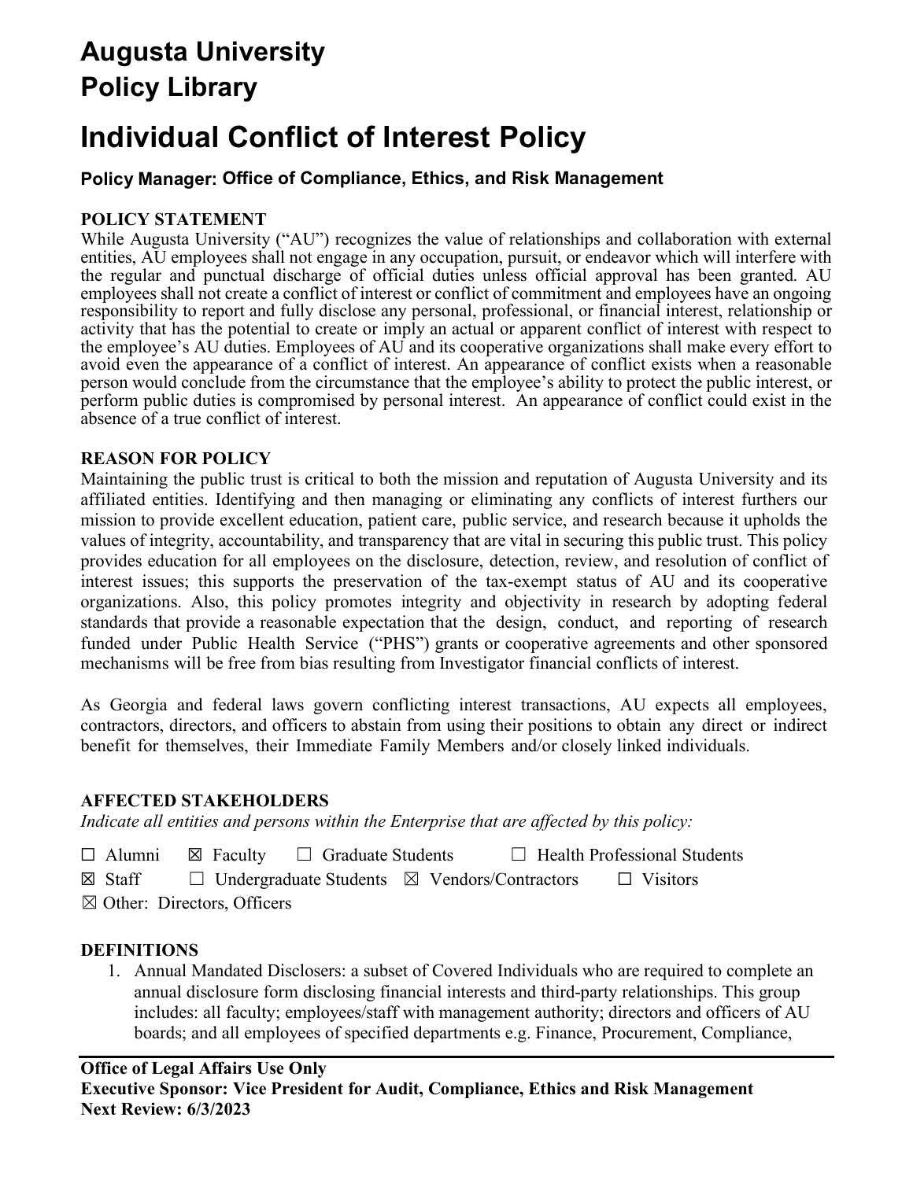# Augusta University
# Policy Library

# Individual Conflict of Interest Policy

### Policy Manager: Office of Compliance, Ethics, and Risk Management

**POLICY STATEMENT**

While Augusta University ("AU") recognizes the value of relationships and collaboration with external entities, AU employees shall not engage in any occupation, pursuit, or endeavor which will interfere with the regular and punctual discharge of official duties unless official approval has been granted. AU employees shall not create a conflict of interest or conflict of commitment and employees have an ongoing responsibility to report and fully disclose any personal, professional, or financial interest, relationship or activity that has the potential to create or imply an actual or apparent conflict of interest with respect to the employee's AU duties. Employees of AU and its cooperative organizations shall make every effort to avoid even the appearance of a conflict of interest. An appearance of conflict exists when a reasonable person would conclude from the circumstance that the employee's ability to protect the public interest, or perform public duties is compromised by personal interest. An appearance of conflict could exist in the absence of a true conflict of interest.

**REASON FOR POLICY**

Maintaining the public trust is critical to both the mission and reputation of Augusta University and its affiliated entities. Identifying and then managing or eliminating any conflicts of interest furthers our mission to provide excellent education, patient care, public service, and research because it upholds the values of integrity, accountability, and transparency that are vital in securing this public trust. This policy provides education for all employees on the disclosure, detection, review, and resolution of conflict of interest issues; this supports the preservation of the tax-exempt status of AU and its cooperative organizations. Also, this policy promotes integrity and objectivity in research by adopting federal standards that provide a reasonable expectation that the design, conduct, and reporting of research funded under Public Health Service ("PHS") grants or cooperative agreements and other sponsored mechanisms will be free from bias resulting from Investigator financial conflicts of interest.

As Georgia and federal laws govern conflicting interest transactions, AU expects all employees, contractors, directors, and officers to abstain from using their positions to obtain any direct or indirect benefit for themselves, their Immediate Family Members and/or closely linked individuals.

**AFFECTED STAKEHOLDERS**

*Indicate all entities and persons within the Enterprise that are affected by this policy:*

☐ Alumni ☒ Faculty ☐ Graduate Students ☐ Health Professional Students

☒ Staff ☐ Undergraduate Students ☒ Vendors/Contractors ☐ Visitors

☒ Other: Directors, Officers

**DEFINITIONS**

1. Annual Mandated Disclosers: a subset of Covered Individuals who are required to complete an annual disclosure form disclosing financial interests and third-party relationships. This group includes: all faculty; employees/staff with management authority; directors and officers of AU boards; and all employees of specified departments e.g. Finance, Procurement, Compliance,

**Office of Legal Affairs Use Only**
**Executive Sponsor: Vice President for Audit, Compliance, Ethics and Risk Management**
**Next Review: 6/3/2023**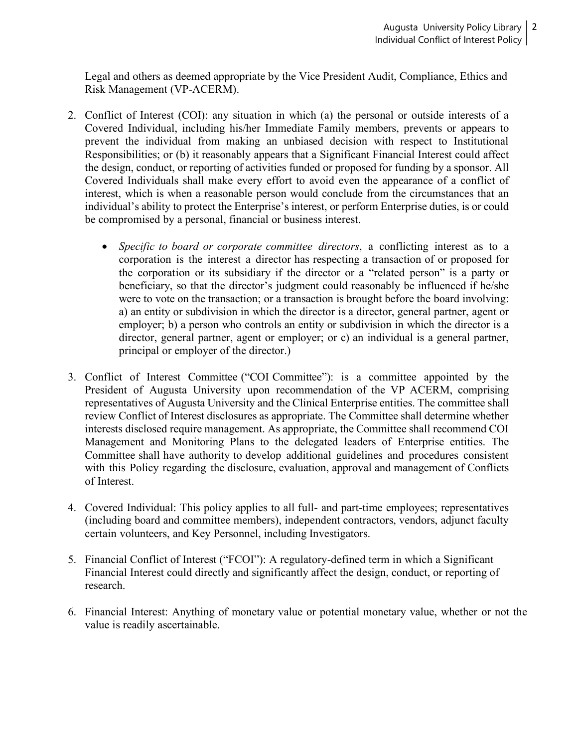Legal and others as deemed appropriate by the Vice President Audit, Compliance, Ethics and Risk Management (VP-ACERM).

2. Conflict of Interest (COI): any situation in which (a) the personal or outside interests of a Covered Individual, including his/her Immediate Family members, prevents or appears to prevent the individual from making an unbiased decision with respect to Institutional Responsibilities; or (b) it reasonably appears that a Significant Financial Interest could affect the design, conduct, or reporting of activities funded or proposed for funding by a sponsor. All Covered Individuals shall make every effort to avoid even the appearance of a conflict of interest, which is when a reasonable person would conclude from the circumstances that an individual's ability to protect the Enterprise's interest, or perform Enterprise duties, is or could be compromised by a personal, financial or business interest.

    - *Specific to board or corporate committee directors*, a conflicting interest as to a corporation is the interest a director has respecting a transaction of or proposed for the corporation or its subsidiary if the director or a "related person" is a party or beneficiary, so that the director's judgment could reasonably be influenced if he/she were to vote on the transaction; or a transaction is brought before the board involving: a) an entity or subdivision in which the director is a director, general partner, agent or employer; b) a person who controls an entity or subdivision in which the director is a director, general partner, agent or employer; or c) an individual is a general partner, principal or employer of the director.)

3. Conflict of Interest Committee ("COI Committee"): is a committee appointed by the President of Augusta University upon recommendation of the VP ACERM, comprising representatives of Augusta University and the Clinical Enterprise entities. The committee shall review Conflict of Interest disclosures as appropriate. The Committee shall determine whether interests disclosed require management. As appropriate, the Committee shall recommend COI Management and Monitoring Plans to the delegated leaders of Enterprise entities. The Committee shall have authority to develop additional guidelines and procedures consistent with this Policy regarding the disclosure, evaluation, approval and management of Conflicts of Interest.

4. Covered Individual: This policy applies to all full- and part-time employees; representatives (including board and committee members), independent contractors, vendors, adjunct faculty certain volunteers, and Key Personnel, including Investigators.

5. Financial Conflict of Interest ("FCOI"): A regulatory-defined term in which a Significant Financial Interest could directly and significantly affect the design, conduct, or reporting of research.

6. Financial Interest: Anything of monetary value or potential monetary value, whether or not the value is readily ascertainable.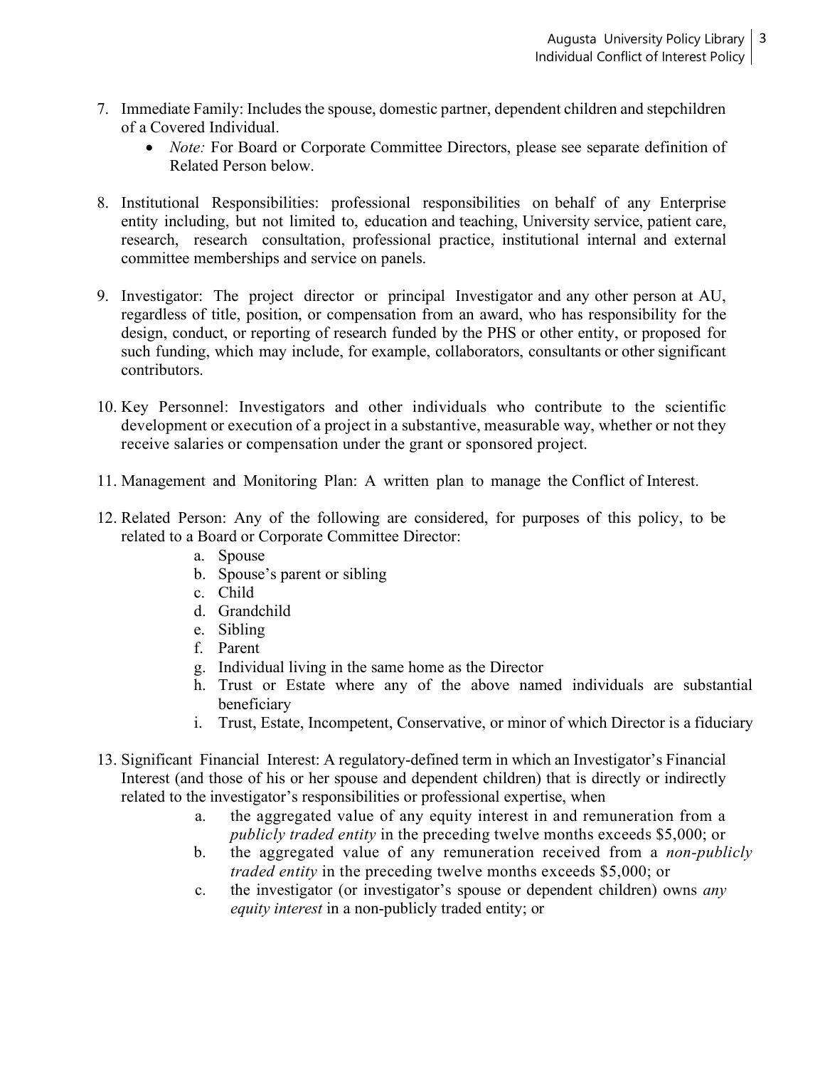7. Immediate Family: Includes the spouse, domestic partner, dependent children and stepchildren of a Covered Individual.
   - *Note:* For Board or Corporate Committee Directors, please see separate definition of Related Person below.

8. Institutional Responsibilities: professional responsibilities on behalf of any Enterprise entity including, but not limited to, education and teaching, University service, patient care, research, research consultation, professional practice, institutional internal and external committee memberships and service on panels.

9. Investigator: The project director or principal Investigator and any other person at AU, regardless of title, position, or compensation from an award, who has responsibility for the design, conduct, or reporting of research funded by the PHS or other entity, or proposed for such funding, which may include, for example, collaborators, consultants or other significant contributors.

10. Key Personnel: Investigators and other individuals who contribute to the scientific development or execution of a project in a substantive, measurable way, whether or not they receive salaries or compensation under the grant or sponsored project.

11. Management and Monitoring Plan: A written plan to manage the Conflict of Interest.

12. Related Person: Any of the following are considered, for purposes of this policy, to be related to a Board or Corporate Committee Director:
    a. Spouse
    b. Spouse's parent or sibling
    c. Child
    d. Grandchild
    e. Sibling
    f. Parent
    g. Individual living in the same home as the Director
    h. Trust or Estate where any of the above named individuals are substantial beneficiary
    i. Trust, Estate, Incompetent, Conservative, or minor of which Director is a fiduciary

13. Significant Financial Interest: A regulatory-defined term in which an Investigator's Financial Interest (and those of his or her spouse and dependent children) that is directly or indirectly related to the investigator's responsibilities or professional expertise, when
    a. the aggregated value of any equity interest in and remuneration from a *publicly traded entity* in the preceding twelve months exceeds $5,000; or
    b. the aggregated value of any remuneration received from a *non-publicly traded entity* in the preceding twelve months exceeds $5,000; or
    c. the investigator (or investigator's spouse or dependent children) owns *any equity interest* in a non-publicly traded entity; or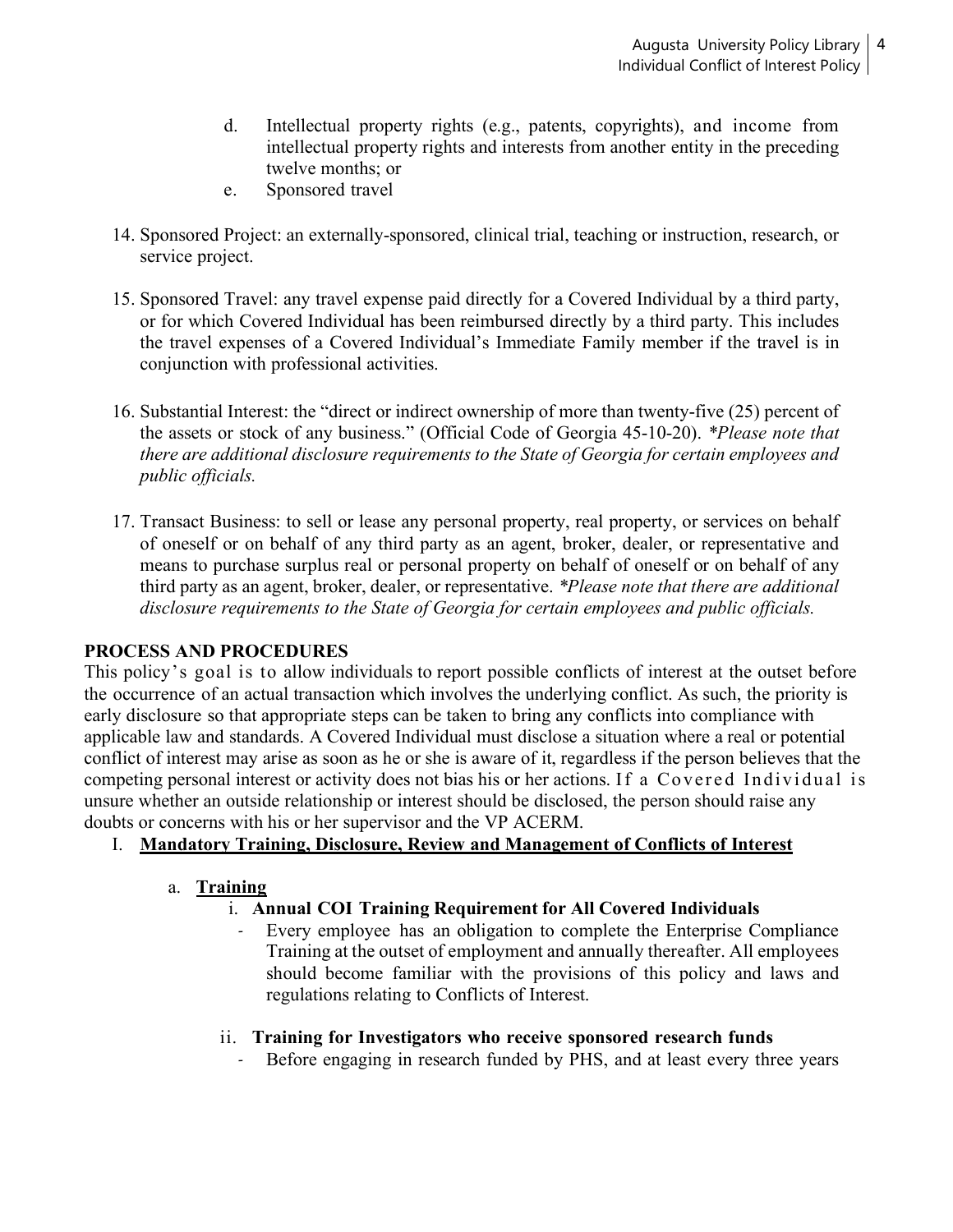d. Intellectual property rights (e.g., patents, copyrights), and income from intellectual property rights and interests from another entity in the preceding twelve months; or

e. Sponsored travel

14. Sponsored Project: an externally-sponsored, clinical trial, teaching or instruction, research, or service project.

15. Sponsored Travel: any travel expense paid directly for a Covered Individual by a third party, or for which Covered Individual has been reimbursed directly by a third party. This includes the travel expenses of a Covered Individual's Immediate Family member if the travel is in conjunction with professional activities.

16. Substantial Interest: the "direct or indirect ownership of more than twenty-five (25) percent of the assets or stock of any business." (Official Code of Georgia 45-10-20). *\*Please note that there are additional disclosure requirements to the State of Georgia for certain employees and public officials.*

17. Transact Business: to sell or lease any personal property, real property, or services on behalf of oneself or on behalf of any third party as an agent, broker, dealer, or representative and means to purchase surplus real or personal property on behalf of oneself or on behalf of any third party as an agent, broker, dealer, or representative. *\*Please note that there are additional disclosure requirements to the State of Georgia for certain employees and public officials.*

## PROCESS AND PROCEDURES

This policy's goal is to allow individuals to report possible conflicts of interest at the outset before the occurrence of an actual transaction which involves the underlying conflict. As such, the priority is early disclosure so that appropriate steps can be taken to bring any conflicts into compliance with applicable law and standards. A Covered Individual must disclose a situation where a real or potential conflict of interest may arise as soon as he or she is aware of it, regardless if the person believes that the competing personal interest or activity does not bias his or her actions. If a Covered Individual is unsure whether an outside relationship or interest should be disclosed, the person should raise any doubts or concerns with his or her supervisor and the VP ACERM.

### I. Mandatory Training, Disclosure, Review and Management of Conflicts of Interest

#### a. Training

**i. Annual COI Training Requirement for All Covered Individuals**

- Every employee has an obligation to complete the Enterprise Compliance Training at the outset of employment and annually thereafter. All employees should become familiar with the provisions of this policy and laws and regulations relating to Conflicts of Interest.

**ii. Training for Investigators who receive sponsored research funds**

- Before engaging in research funded by PHS, and at least every three years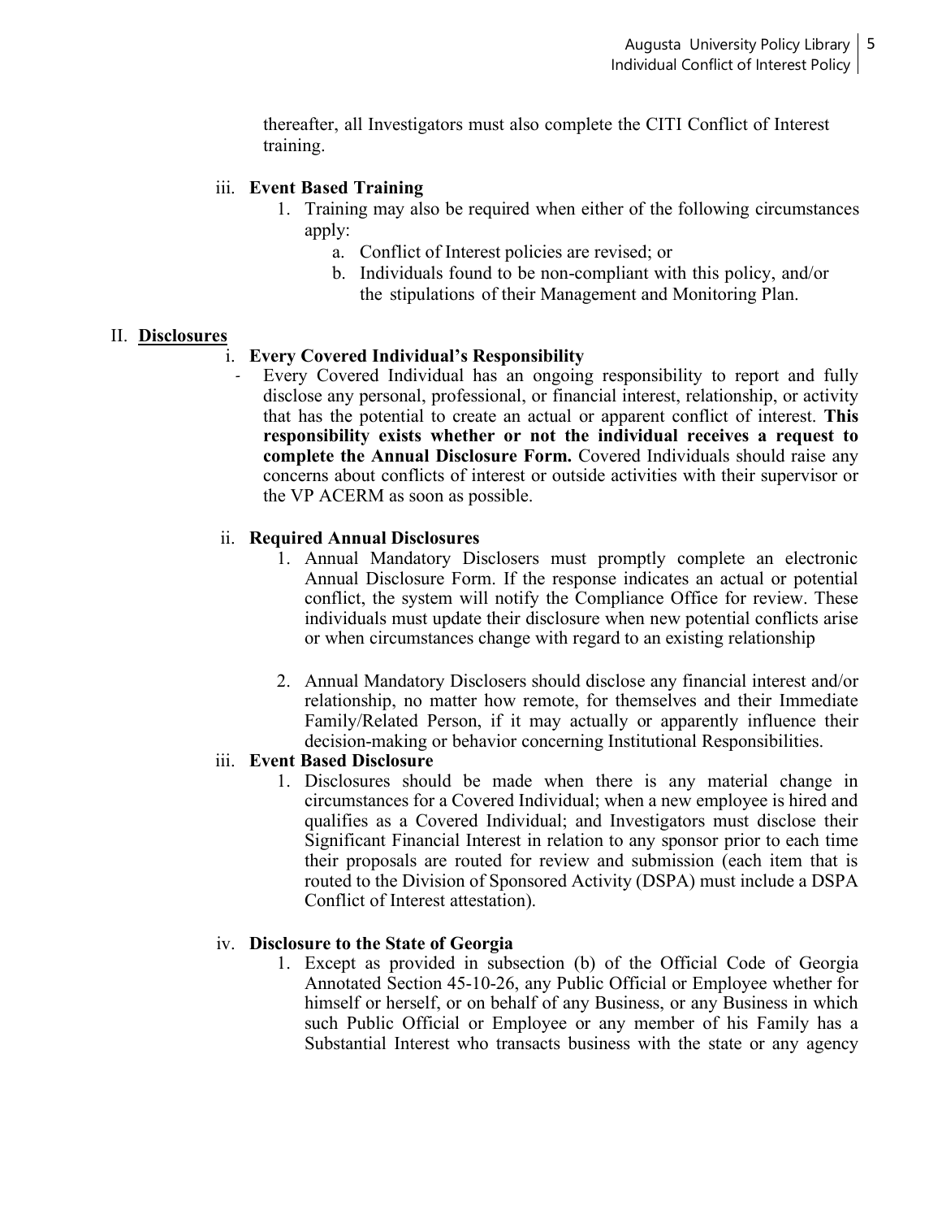thereafter, all Investigators must also complete the CITI Conflict of Interest training.

iii. **Event Based Training**

1. Training may also be required when either of the following circumstances apply:
    a. Conflict of Interest policies are revised; or
    b. Individuals found to be non-compliant with this policy, and/or the stipulations of their Management and Monitoring Plan.

## II. Disclosures

i. **Every Covered Individual's Responsibility**

- Every Covered Individual has an ongoing responsibility to report and fully disclose any personal, professional, or financial interest, relationship, or activity that has the potential to create an actual or apparent conflict of interest. **This responsibility exists whether or not the individual receives a request to complete the Annual Disclosure Form.** Covered Individuals should raise any concerns about conflicts of interest or outside activities with their supervisor or the VP ACERM as soon as possible.

ii. **Required Annual Disclosures**

1. Annual Mandatory Disclosers must promptly complete an electronic Annual Disclosure Form. If the response indicates an actual or potential conflict, the system will notify the Compliance Office for review. These individuals must update their disclosure when new potential conflicts arise or when circumstances change with regard to an existing relationship

2. Annual Mandatory Disclosers should disclose any financial interest and/or relationship, no matter how remote, for themselves and their Immediate Family/Related Person, if it may actually or apparently influence their decision-making or behavior concerning Institutional Responsibilities.

iii. **Event Based Disclosure**

1. Disclosures should be made when there is any material change in circumstances for a Covered Individual; when a new employee is hired and qualifies as a Covered Individual; and Investigators must disclose their Significant Financial Interest in relation to any sponsor prior to each time their proposals are routed for review and submission (each item that is routed to the Division of Sponsored Activity (DSPA) must include a DSPA Conflict of Interest attestation).

iv. **Disclosure to the State of Georgia**

1. Except as provided in subsection (b) of the Official Code of Georgia Annotated Section 45-10-26, any Public Official or Employee whether for himself or herself, or on behalf of any Business, or any Business in which such Public Official or Employee or any member of his Family has a Substantial Interest who transacts business with the state or any agency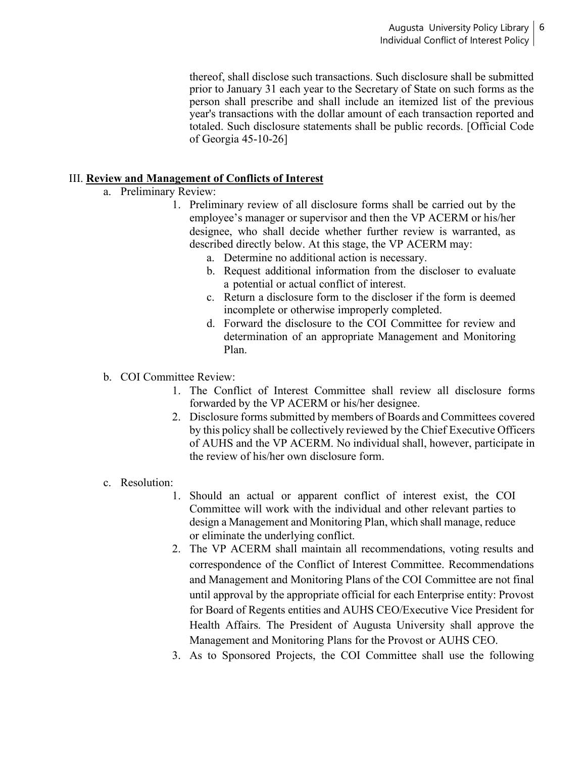thereof, shall disclose such transactions. Such disclosure shall be submitted prior to January 31 each year to the Secretary of State on such forms as the person shall prescribe and shall include an itemized list of the previous year's transactions with the dollar amount of each transaction reported and totaled. Such disclosure statements shall be public records. [Official Code of Georgia 45-10-26]

III. **Review and Management of Conflicts of Interest**

a. Preliminary Review:

1. Preliminary review of all disclosure forms shall be carried out by the employee's manager or supervisor and then the VP ACERM or his/her designee, who shall decide whether further review is warranted, as described directly below. At this stage, the VP ACERM may:
    a. Determine no additional action is necessary.
    b. Request additional information from the discloser to evaluate a potential or actual conflict of interest.
    c. Return a disclosure form to the discloser if the form is deemed incomplete or otherwise improperly completed.
    d. Forward the disclosure to the COI Committee for review and determination of an appropriate Management and Monitoring Plan.

b. COI Committee Review:

1. The Conflict of Interest Committee shall review all disclosure forms forwarded by the VP ACERM or his/her designee.
2. Disclosure forms submitted by members of Boards and Committees covered by this policy shall be collectively reviewed by the Chief Executive Officers of AUHS and the VP ACERM. No individual shall, however, participate in the review of his/her own disclosure form.

c. Resolution:

1. Should an actual or apparent conflict of interest exist, the COI Committee will work with the individual and other relevant parties to design a Management and Monitoring Plan, which shall manage, reduce or eliminate the underlying conflict.
2. The VP ACERM shall maintain all recommendations, voting results and correspondence of the Conflict of Interest Committee. Recommendations and Management and Monitoring Plans of the COI Committee are not final until approval by the appropriate official for each Enterprise entity: Provost for Board of Regents entities and AUHS CEO/Executive Vice President for Health Affairs. The President of Augusta University shall approve the Management and Monitoring Plans for the Provost or AUHS CEO.
3. As to Sponsored Projects, the COI Committee shall use the following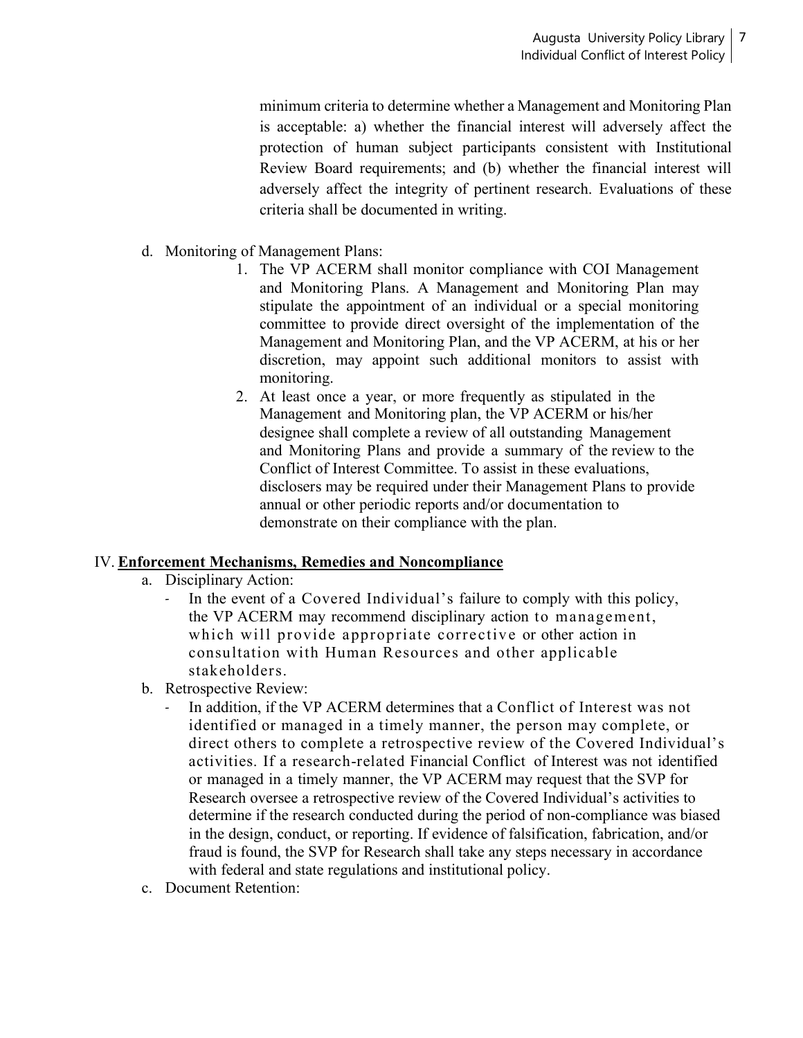minimum criteria to determine whether a Management and Monitoring Plan is acceptable: a) whether the financial interest will adversely affect the protection of human subject participants consistent with Institutional Review Board requirements; and (b) whether the financial interest will adversely affect the integrity of pertinent research. Evaluations of these criteria shall be documented in writing.

d. Monitoring of Management Plans:
   1. The VP ACERM shall monitor compliance with COI Management and Monitoring Plans. A Management and Monitoring Plan may stipulate the appointment of an individual or a special monitoring committee to provide direct oversight of the implementation of the Management and Monitoring Plan, and the VP ACERM, at his or her discretion, may appoint such additional monitors to assist with monitoring.
   2. At least once a year, or more frequently as stipulated in the Management and Monitoring plan, the VP ACERM or his/her designee shall complete a review of all outstanding Management and Monitoring Plans and provide a summary of the review to the Conflict of Interest Committee. To assist in these evaluations, disclosers may be required under their Management Plans to provide annual or other periodic reports and/or documentation to demonstrate on their compliance with the plan.

## IV. **Enforcement Mechanisms, Remedies and Noncompliance**

a. Disciplinary Action:
   - In the event of a Covered Individual's failure to comply with this policy, the VP ACERM may recommend disciplinary action to management, which will provide appropriate corrective or other action in consultation with Human Resources and other applicable stakeholders.

b. Retrospective Review:
   - In addition, if the VP ACERM determines that a Conflict of Interest was not identified or managed in a timely manner, the person may complete, or direct others to complete a retrospective review of the Covered Individual's activities. If a research-related Financial Conflict of Interest was not identified or managed in a timely manner, the VP ACERM may request that the SVP for Research oversee a retrospective review of the Covered Individual's activities to determine if the research conducted during the period of non-compliance was biased in the design, conduct, or reporting. If evidence of falsification, fabrication, and/or fraud is found, the SVP for Research shall take any steps necessary in accordance with federal and state regulations and institutional policy.

c. Document Retention: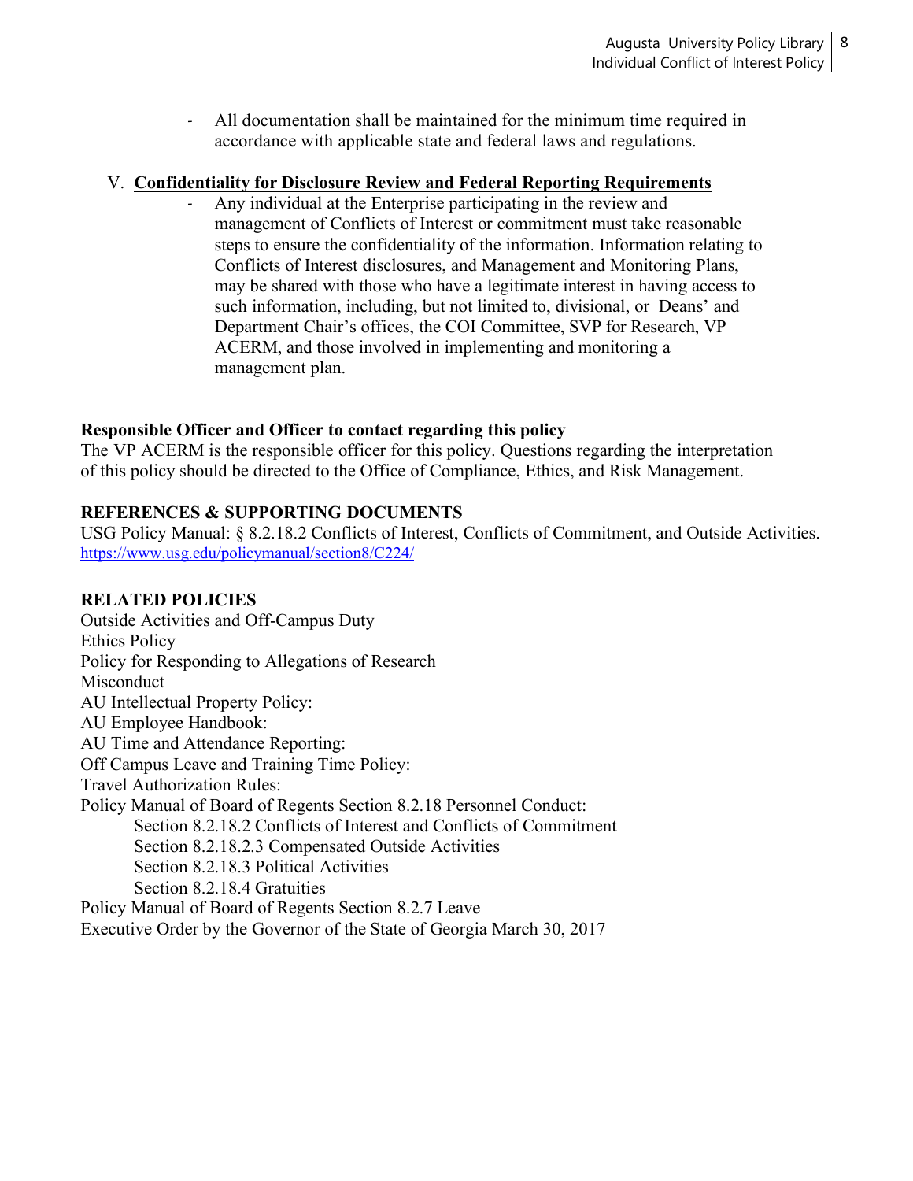- All documentation shall be maintained for the minimum time required in accordance with applicable state and federal laws and regulations.

V. **Confidentiality for Disclosure Review and Federal Reporting Requirements**

- Any individual at the Enterprise participating in the review and management of Conflicts of Interest or commitment must take reasonable steps to ensure the confidentiality of the information. Information relating to Conflicts of Interest disclosures, and Management and Monitoring Plans, may be shared with those who have a legitimate interest in having access to such information, including, but not limited to, divisional, or Deans' and Department Chair's offices, the COI Committee, SVP for Research, VP ACERM, and those involved in implementing and monitoring a management plan.

**Responsible Officer and Officer to contact regarding this policy**

The VP ACERM is the responsible officer for this policy. Questions regarding the interpretation of this policy should be directed to the Office of Compliance, Ethics, and Risk Management.

**REFERENCES & SUPPORTING DOCUMENTS**

USG Policy Manual: § 8.2.18.2 Conflicts of Interest, Conflicts of Commitment, and Outside Activities. https://www.usg.edu/policymanual/section8/C224/

**RELATED POLICIES**

Outside Activities and Off-Campus Duty
Ethics Policy
Policy for Responding to Allegations of Research Misconduct
AU Intellectual Property Policy:
AU Employee Handbook:
AU Time and Attendance Reporting:
Off Campus Leave and Training Time Policy:
Travel Authorization Rules:
Policy Manual of Board of Regents Section 8.2.18 Personnel Conduct:
- Section 8.2.18.2 Conflicts of Interest and Conflicts of Commitment
- Section 8.2.18.2.3 Compensated Outside Activities
- Section 8.2.18.3 Political Activities
- Section 8.2.18.4 Gratuities

Policy Manual of Board of Regents Section 8.2.7 Leave
Executive Order by the Governor of the State of Georgia March 30, 2017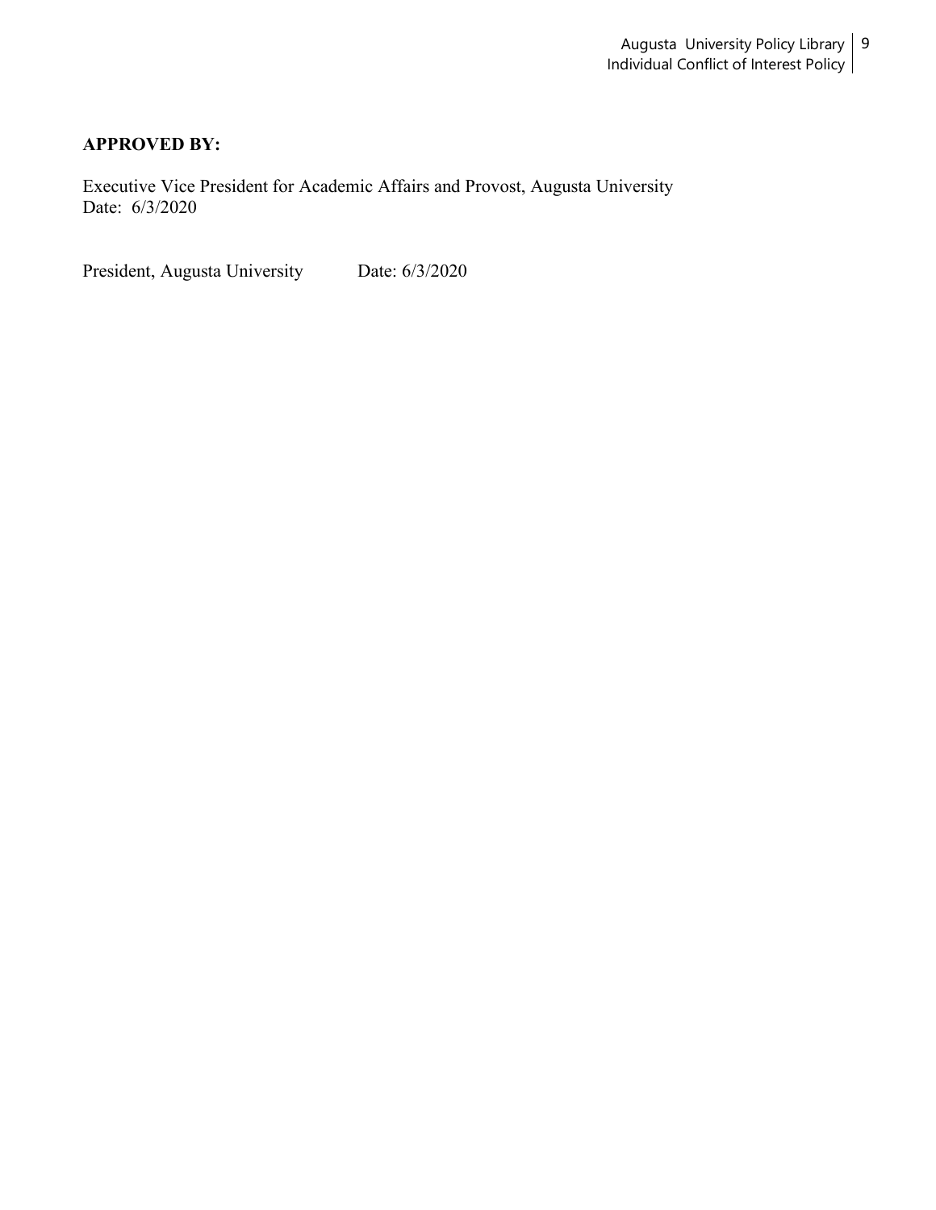**APPROVED BY:**

Executive Vice President for Academic Affairs and Provost, Augusta University
Date: 6/3/2020

President, Augusta University Date: 6/3/2020